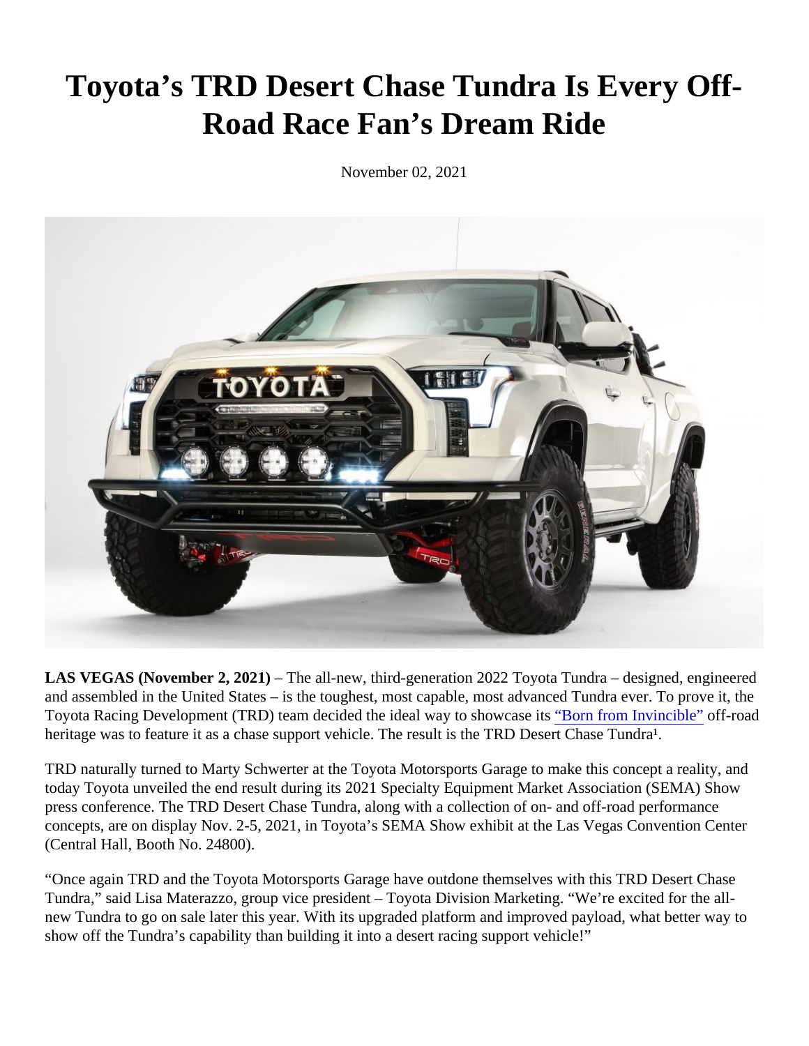# Toyota's TRD Desert Chase Tundra Is Every Off-Road Race Fan's Dream Ride

November 02, 2021

**LAS VEGAS (November 2, 2021)** – The all-new, third-generation 2022 Toyota Tundra – designed, engineered and assembled in the United States – is the toughest, most capable, most advanced Tundra ever. To prove it, the Toyota Racing Development (TRD) team decided the ideal way to showcase its "Born from Invincible" off-road heritage was to feature it as a chase support vehicle. The result is the TRD Desert Chase Tundra[1].

TRD naturally turned to Marty Schwerter at the Toyota Motorsports Garage to make this concept a reality, and today Toyota unveiled the end result during its 2021 Specialty Equipment Market Association (SEMA) Show press conference. The TRD Desert Chase Tundra, along with a collection of on- and off-road performance concepts, are on display Nov. 2-5, 2021, in Toyota's SEMA Show exhibit at the Las Vegas Convention Center (Central Hall, Booth No. 24800).

"Once again TRD and the Toyota Motorsports Garage have outdone themselves with this TRD Desert Chase Tundra," said Lisa Materazzo, group vice president – Toyota Division Marketing. "We're excited for the all-new Tundra to go on sale later this year. With its upgraded platform and improved payload, what better way to show off the Tundra's capability than building it into a desert racing support vehicle!"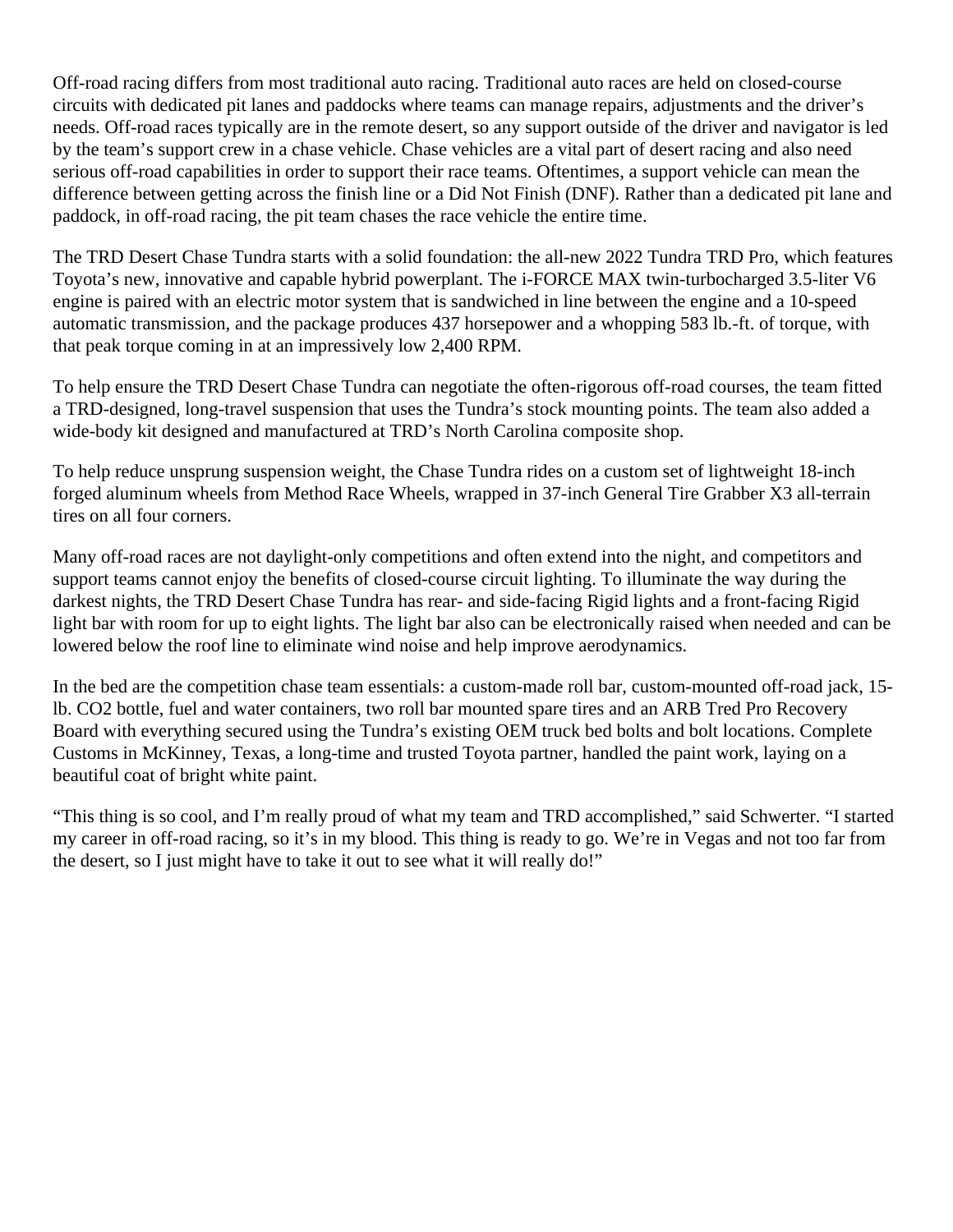Off-road racing differs from most traditional auto racing. Traditional auto races are held on closed-course circuits with dedicated pit lanes and paddocks where teams can manage repairs, adjustments and the driver's needs. Off-road races typically are in the remote desert, so any support outside of the driver and navigator is led by the team's support crew in a chase vehicle. Chase vehicles are a vital part of desert racing and also need serious off-road capabilities in order to support their race teams. Oftentimes, a support vehicle can mean the difference between getting across the finish line or a Did Not Finish (DNF). Rather than a dedicated pit lane and paddock, in off-road racing, the pit team chases the race vehicle the entire time.

The TRD Desert Chase Tundra starts with a solid foundation: the all-new 2022 Tundra TRD Pro, which features Toyota's new, innovative and capable hybrid powerplant. The i-FORCE MAX twin-turbocharged 3.5-liter V6 engine is paired with an electric motor system that is sandwiched in line between the engine and a 10-speed automatic transmission, and the package produces 437 horsepower and a whopping 583 lb.-ft. of torque, with that peak torque coming in at an impressively low 2,400 RPM.

To help ensure the TRD Desert Chase Tundra can negotiate the often-rigorous off-road courses, the team fitted a TRD-designed, long-travel suspension that uses the Tundra's stock mounting points. The team also added a wide-body kit designed and manufactured at TRD's North Carolina composite shop.

To help reduce unsprung suspension weight, the Chase Tundra rides on a custom set of lightweight 18-inch forged aluminum wheels from Method Race Wheels, wrapped in 37-inch General Tire Grabber X3 all-terrain tires on all four corners.

Many off-road races are not daylight-only competitions and often extend into the night, and competitors and support teams cannot enjoy the benefits of closed-course circuit lighting. To illuminate the way during the darkest nights, the TRD Desert Chase Tundra has rear- and side-facing Rigid lights and a front-facing Rigid light bar with room for up to eight lights. The light bar also can be electronically raised when needed and can be lowered below the roof line to eliminate wind noise and help improve aerodynamics.

In the bed are the competition chase team essentials: a custom-made roll bar, custom-mounted off-road jack, 15-lb. $CO_2$ bottle, fuel and water containers, two roll bar mounted spare tires and an ARB Tred Pro Recovery Board with everything secured using the Tundra's existing OEM truck bed bolts and bolt locations. Complete Customs in McKinney, Texas, a long-time and trusted Toyota partner, handled the paint work, laying on a beautiful coat of bright white paint.

"This thing is so cool, and I'm really proud of what my team and TRD accomplished," said Schwerter. "I started my career in off-road racing, so it's in my blood. This thing is ready to go. We're in Vegas and not too far from the desert, so I just might have to take it out to see what it will really do!"